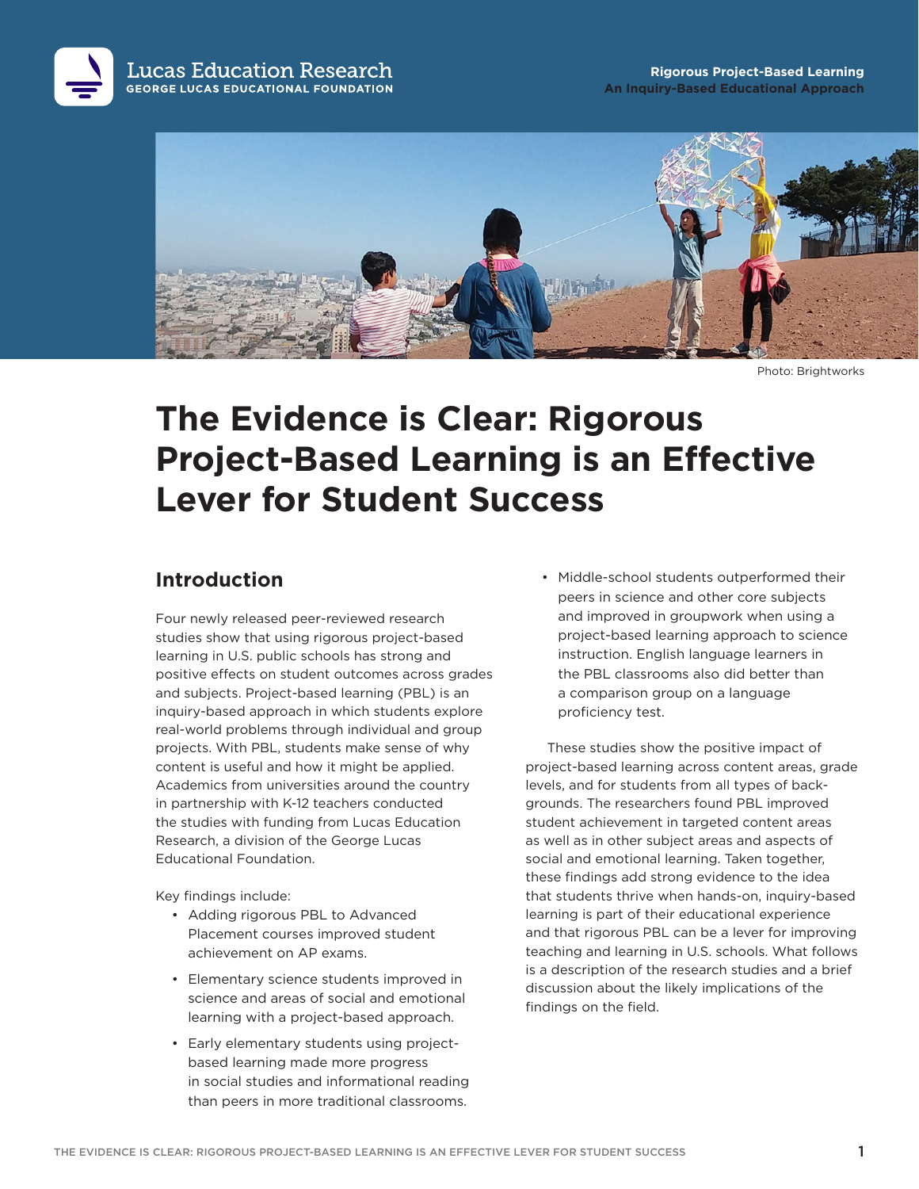Lucas Education Research
GEORGE LUCAS EDUCATIONAL FOUNDATION

**Rigorous Project-Based Learning**
**An Inquiry-Based Educational Approach**

Photo: Brightworks

# The Evidence is Clear: Rigorous Project-Based Learning is an Effective Lever for Student Success

## Introduction

Four newly released peer-reviewed research studies show that using rigorous project-based learning in U.S. public schools has strong and positive effects on student outcomes across grades and subjects. Project-based learning (PBL) is an inquiry-based approach in which students explore real-world problems through individual and group projects. With PBL, students make sense of why content is useful and how it might be applied. Academics from universities around the country in partnership with K-12 teachers conducted the studies with funding from Lucas Education Research, a division of the George Lucas Educational Foundation.

Key findings include:

- Adding rigorous PBL to Advanced Placement courses improved student achievement on AP exams.
- Elementary science students improved in science and areas of social and emotional learning with a project-based approach.
- Early elementary students using project-based learning made more progress in social studies and informational reading than peers in more traditional classrooms.
- Middle-school students outperformed their peers in science and other core subjects and improved in groupwork when using a project-based learning approach to science instruction. English language learners in the PBL classrooms also did better than a comparison group on a language proficiency test.

These studies show the positive impact of project-based learning across content areas, grade levels, and for students from all types of back-grounds. The researchers found PBL improved student achievement in targeted content areas as well as in other subject areas and aspects of social and emotional learning. Taken together, these findings add strong evidence to the idea that students thrive when hands-on, inquiry-based learning is part of their educational experience and that rigorous PBL can be a lever for improving teaching and learning in U.S. schools. What follows is a description of the research studies and a brief discussion about the likely implications of the findings on the field.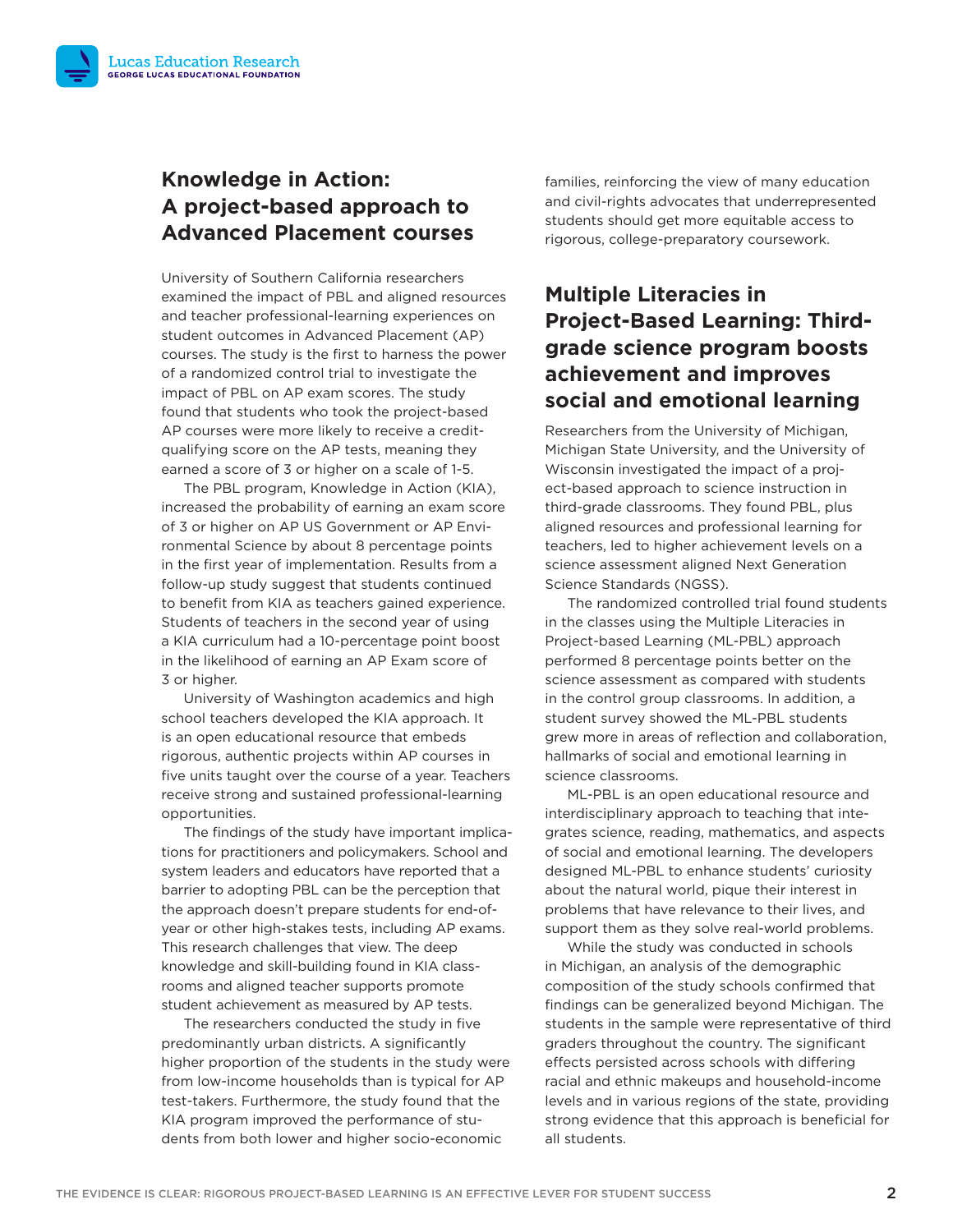## Knowledge in Action: A project-based approach to Advanced Placement courses

University of Southern California researchers examined the impact of PBL and aligned resources and teacher professional-learning experiences on student outcomes in Advanced Placement (AP) courses. The study is the first to harness the power of a randomized control trial to investigate the impact of PBL on AP exam scores. The study found that students who took the project-based AP courses were more likely to receive a credit-qualifying score on the AP tests, meaning they earned a score of 3 or higher on a scale of 1-5.

The PBL program, Knowledge in Action (KIA), increased the probability of earning an exam score of 3 or higher on AP US Government or AP Environmental Science by about 8 percentage points in the first year of implementation. Results from a follow-up study suggest that students continued to benefit from KIA as teachers gained experience. Students of teachers in the second year of using a KIA curriculum had a 10-percentage point boost in the likelihood of earning an AP Exam score of 3 or higher.

University of Washington academics and high school teachers developed the KIA approach. It is an open educational resource that embeds rigorous, authentic projects within AP courses in five units taught over the course of a year. Teachers receive strong and sustained professional-learning opportunities.

The findings of the study have important implications for practitioners and policymakers. School and system leaders and educators have reported that a barrier to adopting PBL can be the perception that the approach doesn't prepare students for end-of-year or other high-stakes tests, including AP exams. This research challenges that view. The deep knowledge and skill-building found in KIA classrooms and aligned teacher supports promote student achievement as measured by AP tests.

The researchers conducted the study in five predominantly urban districts. A significantly higher proportion of the students in the study were from low-income households than is typical for AP test-takers. Furthermore, the study found that the KIA program improved the performance of students from both lower and higher socio-economic families, reinforcing the view of many education and civil-rights advocates that underrepresented students should get more equitable access to rigorous, college-preparatory coursework.

## Multiple Literacies in Project-Based Learning: Third-grade science program boosts achievement and improves social and emotional learning

Researchers from the University of Michigan, Michigan State University, and the University of Wisconsin investigated the impact of a project-based approach to science instruction in third-grade classrooms. They found PBL, plus aligned resources and professional learning for teachers, led to higher achievement levels on a science assessment aligned Next Generation Science Standards (NGSS).

The randomized controlled trial found students in the classes using the Multiple Literacies in Project-based Learning (ML-PBL) approach performed 8 percentage points better on the science assessment as compared with students in the control group classrooms. In addition, a student survey showed the ML-PBL students grew more in areas of reflection and collaboration, hallmarks of social and emotional learning in science classrooms.

ML-PBL is an open educational resource and interdisciplinary approach to teaching that integrates science, reading, mathematics, and aspects of social and emotional learning. The developers designed ML-PBL to enhance students' curiosity about the natural world, pique their interest in problems that have relevance to their lives, and support them as they solve real-world problems.

While the study was conducted in schools in Michigan, an analysis of the demographic composition of the study schools confirmed that findings can be generalized beyond Michigan. The students in the sample were representative of third graders throughout the country. The significant effects persisted across schools with differing racial and ethnic makeups and household-income levels and in various regions of the state, providing strong evidence that this approach is beneficial for all students.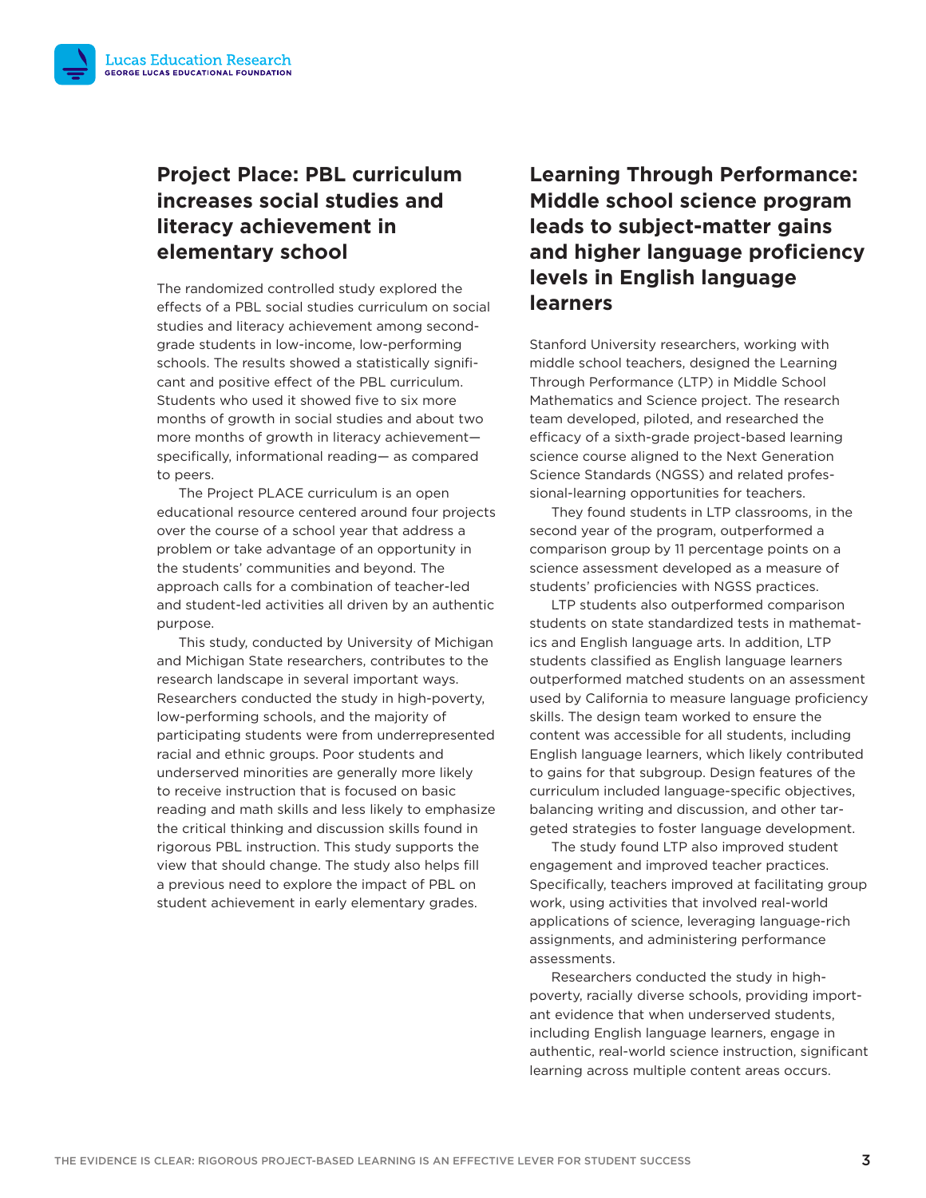## Project Place: PBL curriculum increases social studies and literacy achievement in elementary school

The randomized controlled study explored the effects of a PBL social studies curriculum on social studies and literacy achievement among second-grade students in low-income, low-performing schools. The results showed a statistically significant and positive effect of the PBL curriculum. Students who used it showed five to six more months of growth in social studies and about two more months of growth in literacy achievement—specifically, informational reading— as compared to peers.

The Project PLACE curriculum is an open educational resource centered around four projects over the course of a school year that address a problem or take advantage of an opportunity in the students' communities and beyond. The approach calls for a combination of teacher-led and student-led activities all driven by an authentic purpose.

This study, conducted by University of Michigan and Michigan State researchers, contributes to the research landscape in several important ways. Researchers conducted the study in high-poverty, low-performing schools, and the majority of participating students were from underrepresented racial and ethnic groups. Poor students and underserved minorities are generally more likely to receive instruction that is focused on basic reading and math skills and less likely to emphasize the critical thinking and discussion skills found in rigorous PBL instruction. This study supports the view that should change. The study also helps fill a previous need to explore the impact of PBL on student achievement in early elementary grades.

## Learning Through Performance: Middle school science program leads to subject-matter gains and higher language proficiency levels in English language learners

Stanford University researchers, working with middle school teachers, designed the Learning Through Performance (LTP) in Middle School Mathematics and Science project. The research team developed, piloted, and researched the efficacy of a sixth-grade project-based learning science course aligned to the Next Generation Science Standards (NGSS) and related professional-learning opportunities for teachers.

They found students in LTP classrooms, in the second year of the program, outperformed a comparison group by 11 percentage points on a science assessment developed as a measure of students' proficiencies with NGSS practices.

LTP students also outperformed comparison students on state standardized tests in mathematics and English language arts. In addition, LTP students classified as English language learners outperformed matched students on an assessment used by California to measure language proficiency skills. The design team worked to ensure the content was accessible for all students, including English language learners, which likely contributed to gains for that subgroup. Design features of the curriculum included language-specific objectives, balancing writing and discussion, and other targeted strategies to foster language development.

The study found LTP also improved student engagement and improved teacher practices. Specifically, teachers improved at facilitating group work, using activities that involved real-world applications of science, leveraging language-rich assignments, and administering performance assessments.

Researchers conducted the study in high-poverty, racially diverse schools, providing important evidence that when underserved students, including English language learners, engage in authentic, real-world science instruction, significant learning across multiple content areas occurs.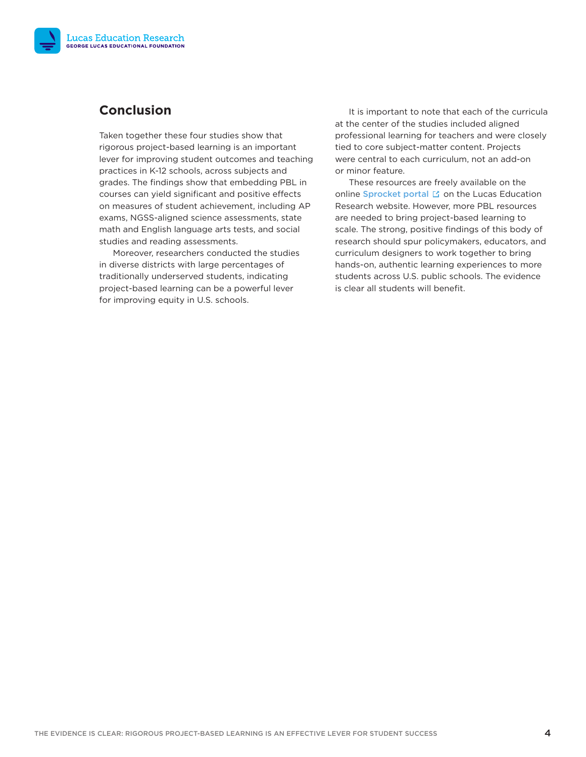## Conclusion

Taken together these four studies show that rigorous project-based learning is an important lever for improving student outcomes and teaching practices in K-12 schools, across subjects and grades. The findings show that embedding PBL in courses can yield significant and positive effects on measures of student achievement, including AP exams, NGSS-aligned science assessments, state math and English language arts tests, and social studies and reading assessments.

Moreover, researchers conducted the studies in diverse districts with large percentages of traditionally underserved students, indicating project-based learning can be a powerful lever for improving equity in U.S. schools.

It is important to note that each of the curricula at the center of the studies included aligned professional learning for teachers and were closely tied to core subject-matter content. Projects were central to each curriculum, not an add-on or minor feature.

These resources are freely available on the online Sprocket portal on the Lucas Education Research website. However, more PBL resources are needed to bring project-based learning to scale. The strong, positive findings of this body of research should spur policymakers, educators, and curriculum designers to work together to bring hands-on, authentic learning experiences to more students across U.S. public schools. The evidence is clear all students will benefit.